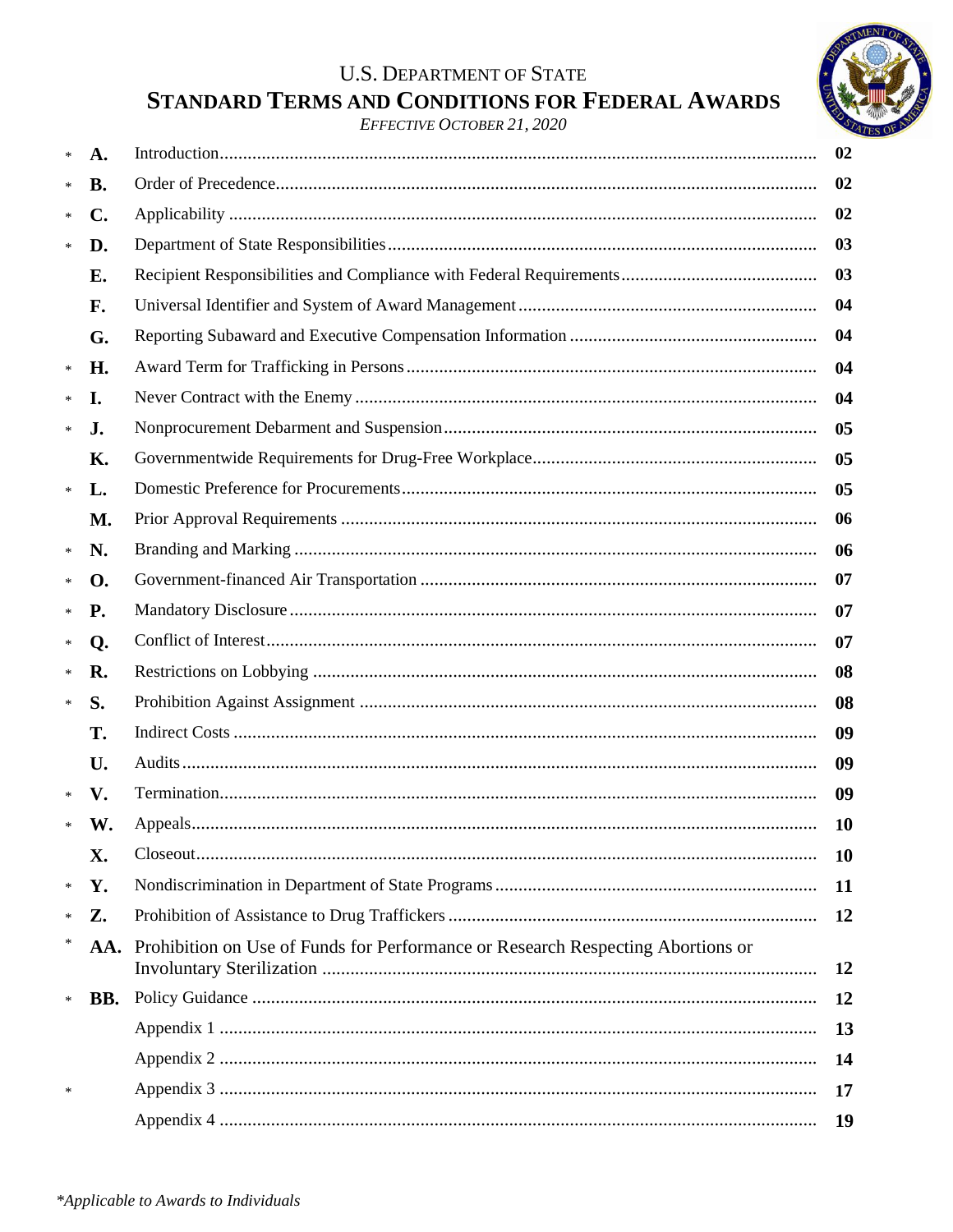U.S. DEPARTMENT OF STATE

# STANDARD TERMS AND CONDITIONS FOR FEDERAL AWARDS

*EFFECTIVE OCTOBER 21, 2020*

| | | | |
|---|---|---|---|
| * | **A.** | Introduction | **02** |
| * | **B.** | Order of Precedence | **02** |
| * | **C.** | Applicability | **02** |
| * | **D.** | Department of State Responsibilities | **03** |
| | **E.** | Recipient Responsibilities and Compliance with Federal Requirements | **03** |
| | **F.** | Universal Identifier and System of Award Management | **04** |
| | **G.** | Reporting Subaward and Executive Compensation Information | **04** |
| * | **H.** | Award Term for Trafficking in Persons | **04** |
| * | **I.** | Never Contract with the Enemy | **04** |
| * | **J.** | Nonprocurement Debarment and Suspension | **05** |
| | **K.** | Governmentwide Requirements for Drug-Free Workplace | **05** |
| * | **L.** | Domestic Preference for Procurements | **05** |
| | **M.** | Prior Approval Requirements | **06** |
| * | **N.** | Branding and Marking | **06** |
| * | **O.** | Government-financed Air Transportation | **07** |
| * | **P.** | Mandatory Disclosure | **07** |
| * | **Q.** | Conflict of Interest | **07** |
| * | **R.** | Restrictions on Lobbying | **08** |
| * | **S.** | Prohibition Against Assignment | **08** |
| | **T.** | Indirect Costs | **09** |
| | **U.** | Audits | **09** |
| * | **V.** | Termination | **09** |
| * | **W.** | Appeals | **10** |
| | **X.** | Closeout | **10** |
| * | **Y.** | Nondiscrimination in Department of State Programs | **11** |
| * | **Z.** | Prohibition of Assistance to Drug Traffickers | **12** |
| * | **AA.** | Prohibition on Use of Funds for Performance or Research Respecting Abortions or Involuntary Sterilization | **12** |
| * | **BB.** | Policy Guidance | **12** |
| | | Appendix 1 | **13** |
| | | Appendix 2 | **14** |
| * | | Appendix 3 | **17** |
| | | Appendix 4 | **19** |

*\*Applicable to Awards to Individuals*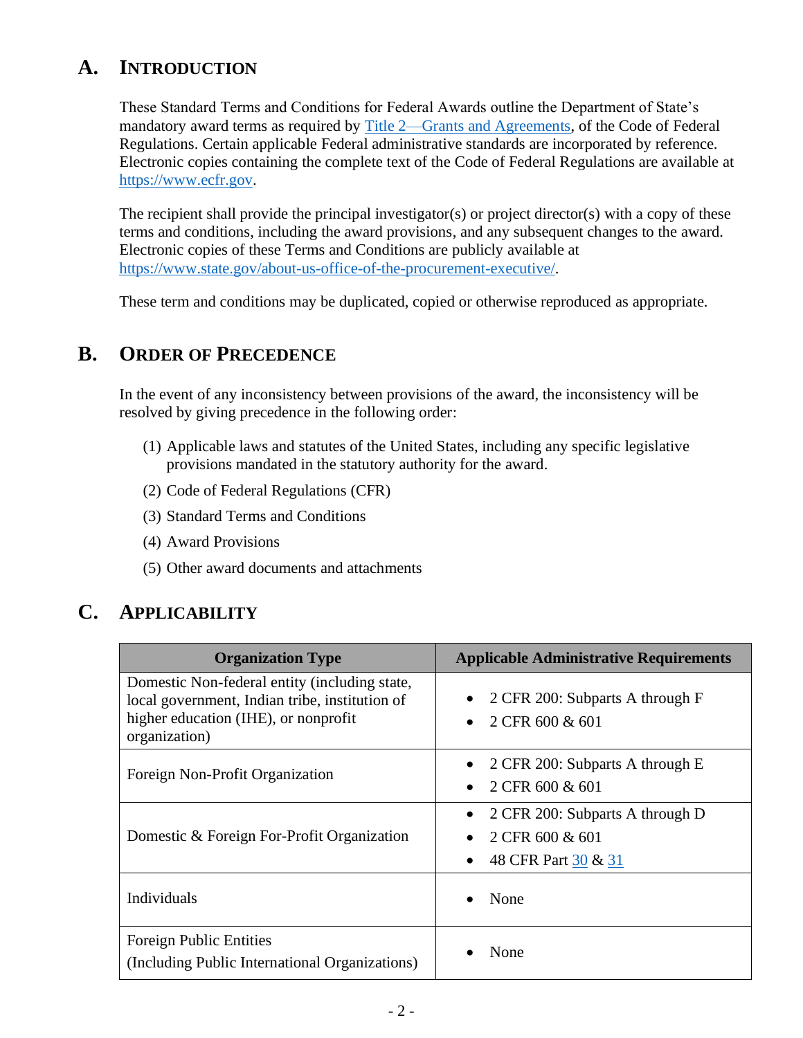## A. Introduction

These Standard Terms and Conditions for Federal Awards outline the Department of State's mandatory award terms as required by [Title 2—Grants and Agreements](#), of the Code of Federal Regulations. Certain applicable Federal administrative standards are incorporated by reference. Electronic copies containing the complete text of the Code of Federal Regulations are available at https://www.ecfr.gov.

The recipient shall provide the principal investigator(s) or project director(s) with a copy of these terms and conditions, including the award provisions, and any subsequent changes to the award. Electronic copies of these Terms and Conditions are publicly available at https://www.state.gov/about-us-office-of-the-procurement-executive/.

These term and conditions may be duplicated, copied or otherwise reproduced as appropriate.

## B. Order of Precedence

In the event of any inconsistency between provisions of the award, the inconsistency will be resolved by giving precedence in the following order:

(1) Applicable laws and statutes of the United States, including any specific legislative provisions mandated in the statutory authority for the award.

(2) Code of Federal Regulations (CFR)

(3) Standard Terms and Conditions

(4) Award Provisions

(5) Other award documents and attachments

## C. Applicability

| Organization Type | Applicable Administrative Requirements |
|---|---|
| Domestic Non-federal entity (including state, local government, Indian tribe, institution of higher education (IHE), or nonprofit organization) | • 2 CFR 200: Subparts A through F<br>• 2 CFR 600 & 601 |
| Foreign Non-Profit Organization | • 2 CFR 200: Subparts A through E<br>• 2 CFR 600 & 601 |
| Domestic & Foreign For-Profit Organization | • 2 CFR 200: Subparts A through D<br>• 2 CFR 600 & 601<br>• 48 CFR Part 30 & 31 |
| Individuals | • None |
| Foreign Public Entities (Including Public International Organizations) | • None |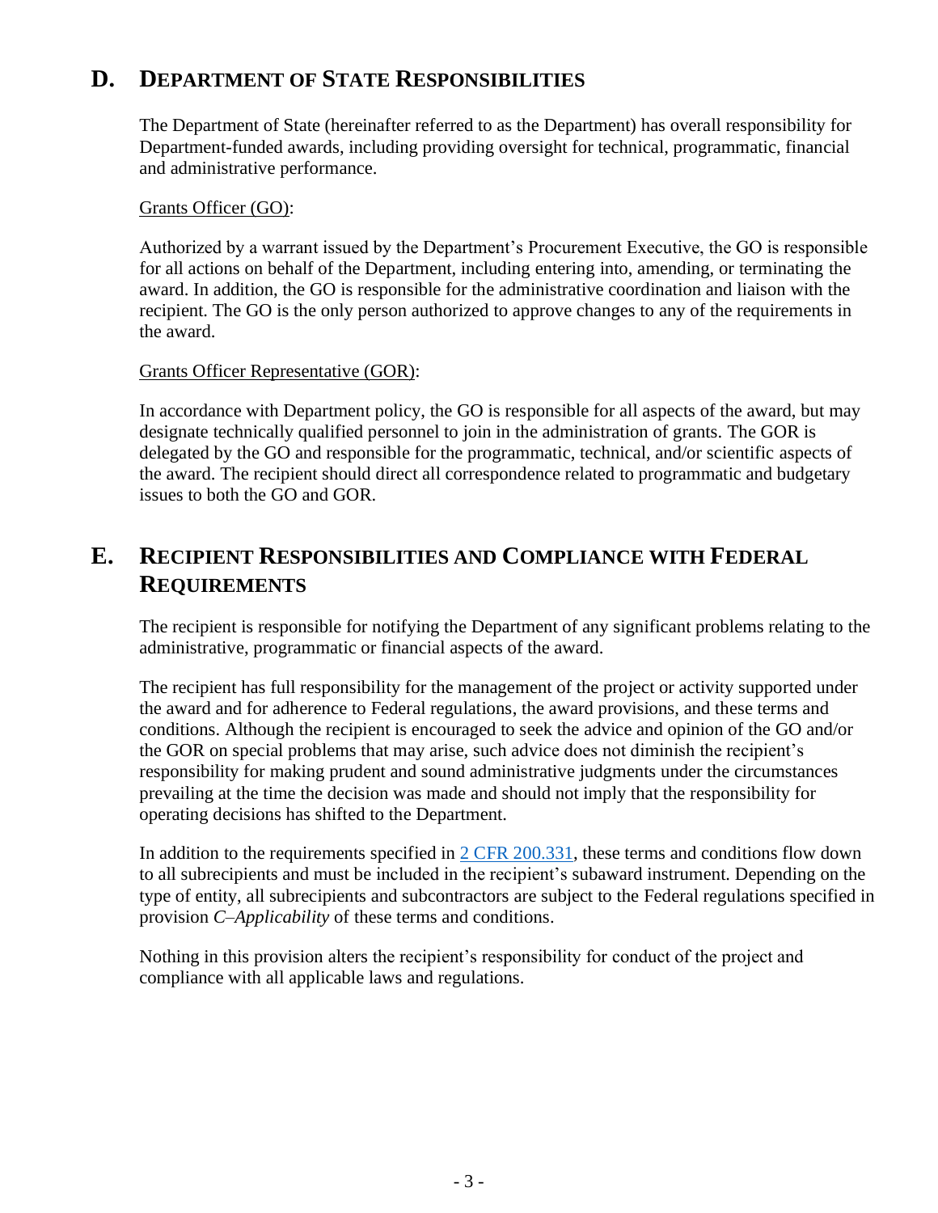## D. DEPARTMENT OF STATE RESPONSIBILITIES

The Department of State (hereinafter referred to as the Department) has overall responsibility for Department-funded awards, including providing oversight for technical, programmatic, financial and administrative performance.

Grants Officer (GO):

Authorized by a warrant issued by the Department's Procurement Executive, the GO is responsible for all actions on behalf of the Department, including entering into, amending, or terminating the award. In addition, the GO is responsible for the administrative coordination and liaison with the recipient. The GO is the only person authorized to approve changes to any of the requirements in the award.

Grants Officer Representative (GOR):

In accordance with Department policy, the GO is responsible for all aspects of the award, but may designate technically qualified personnel to join in the administration of grants. The GOR is delegated by the GO and responsible for the programmatic, technical, and/or scientific aspects of the award. The recipient should direct all correspondence related to programmatic and budgetary issues to both the GO and GOR.

## E. RECIPIENT RESPONSIBILITIES AND COMPLIANCE WITH FEDERAL REQUIREMENTS

The recipient is responsible for notifying the Department of any significant problems relating to the administrative, programmatic or financial aspects of the award.

The recipient has full responsibility for the management of the project or activity supported under the award and for adherence to Federal regulations, the award provisions, and these terms and conditions. Although the recipient is encouraged to seek the advice and opinion of the GO and/or the GOR on special problems that may arise, such advice does not diminish the recipient's responsibility for making prudent and sound administrative judgments under the circumstances prevailing at the time the decision was made and should not imply that the responsibility for operating decisions has shifted to the Department.

In addition to the requirements specified in 2 CFR 200.331, these terms and conditions flow down to all subrecipients and must be included in the recipient's subaward instrument. Depending on the type of entity, all subrecipients and subcontractors are subject to the Federal regulations specified in provision *C–Applicability* of these terms and conditions.

Nothing in this provision alters the recipient's responsibility for conduct of the project and compliance with all applicable laws and regulations.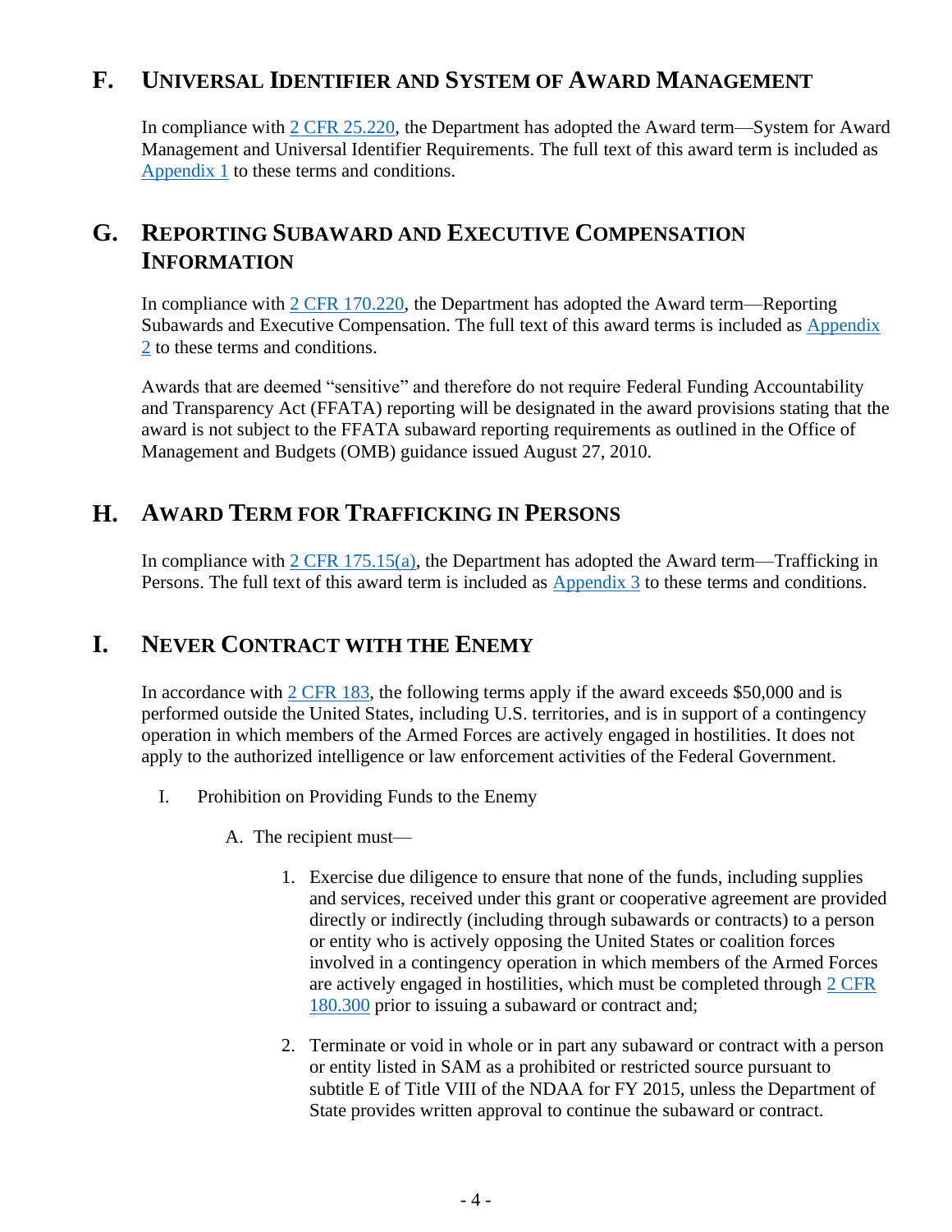## F. UNIVERSAL IDENTIFIER AND SYSTEM OF AWARD MANAGEMENT

In compliance with 2 CFR 25.220, the Department has adopted the Award term—System for Award Management and Universal Identifier Requirements. The full text of this award term is included as Appendix 1 to these terms and conditions.

## G. REPORTING SUBAWARD AND EXECUTIVE COMPENSATION INFORMATION

In compliance with 2 CFR 170.220, the Department has adopted the Award term—Reporting Subawards and Executive Compensation. The full text of this award terms is included as Appendix 2 to these terms and conditions.

Awards that are deemed "sensitive" and therefore do not require Federal Funding Accountability and Transparency Act (FFATA) reporting will be designated in the award provisions stating that the award is not subject to the FFATA subaward reporting requirements as outlined in the Office of Management and Budgets (OMB) guidance issued August 27, 2010.

## H. AWARD TERM FOR TRAFFICKING IN PERSONS

In compliance with 2 CFR 175.15(a), the Department has adopted the Award term—Trafficking in Persons. The full text of this award term is included as Appendix 3 to these terms and conditions.

## I. NEVER CONTRACT WITH THE ENEMY

In accordance with 2 CFR 183, the following terms apply if the award exceeds $50,000 and is performed outside the United States, including U.S. territories, and is in support of a contingency operation in which members of the Armed Forces are actively engaged in hostilities. It does not apply to the authorized intelligence or law enforcement activities of the Federal Government.

I. Prohibition on Providing Funds to the Enemy

A. The recipient must—

1. Exercise due diligence to ensure that none of the funds, including supplies and services, received under this grant or cooperative agreement are provided directly or indirectly (including through subawards or contracts) to a person or entity who is actively opposing the United States or coalition forces involved in a contingency operation in which members of the Armed Forces are actively engaged in hostilities, which must be completed through 2 CFR 180.300 prior to issuing a subaward or contract and;

2. Terminate or void in whole or in part any subaward or contract with a person or entity listed in SAM as a prohibited or restricted source pursuant to subtitle E of Title VIII of the NDAA for FY 2015, unless the Department of State provides written approval to continue the subaward or contract.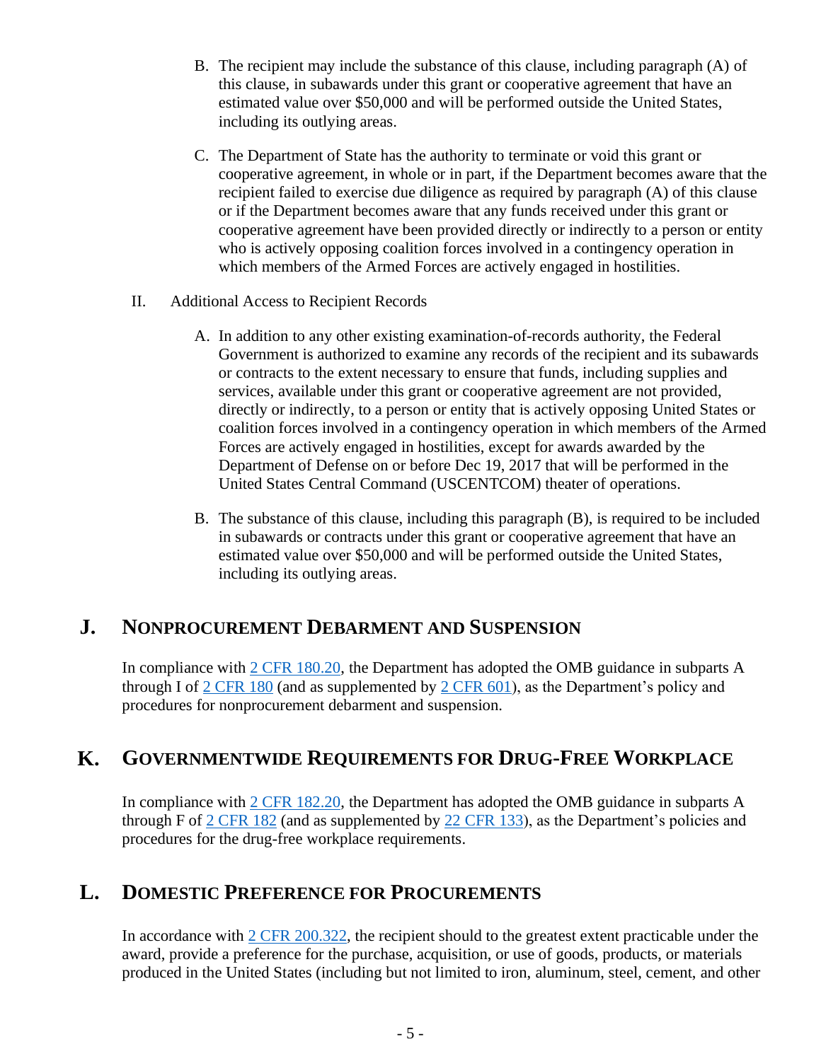B. The recipient may include the substance of this clause, including paragraph (A) of this clause, in subawards under this grant or cooperative agreement that have an estimated value over $50,000 and will be performed outside the United States, including its outlying areas.

C. The Department of State has the authority to terminate or void this grant or cooperative agreement, in whole or in part, if the Department becomes aware that the recipient failed to exercise due diligence as required by paragraph (A) of this clause or if the Department becomes aware that any funds received under this grant or cooperative agreement have been provided directly or indirectly to a person or entity who is actively opposing coalition forces involved in a contingency operation in which members of the Armed Forces are actively engaged in hostilities.

II. Additional Access to Recipient Records

A. In addition to any other existing examination-of-records authority, the Federal Government is authorized to examine any records of the recipient and its subawards or contracts to the extent necessary to ensure that funds, including supplies and services, available under this grant or cooperative agreement are not provided, directly or indirectly, to a person or entity that is actively opposing United States or coalition forces involved in a contingency operation in which members of the Armed Forces are actively engaged in hostilities, except for awards awarded by the Department of Defense on or before Dec 19, 2017 that will be performed in the United States Central Command (USCENTCOM) theater of operations.

B. The substance of this clause, including this paragraph (B), is required to be included in subawards or contracts under this grant or cooperative agreement that have an estimated value over $50,000 and will be performed outside the United States, including its outlying areas.

## J. Nonprocurement Debarment and Suspension

In compliance with 2 CFR 180.20, the Department has adopted the OMB guidance in subparts A through I of 2 CFR 180 (and as supplemented by 2 CFR 601), as the Department's policy and procedures for nonprocurement debarment and suspension.

## K. Governmentwide Requirements for Drug-Free Workplace

In compliance with 2 CFR 182.20, the Department has adopted the OMB guidance in subparts A through F of 2 CFR 182 (and as supplemented by 22 CFR 133), as the Department's policies and procedures for the drug-free workplace requirements.

## L. Domestic Preference for Procurements

In accordance with 2 CFR 200.322, the recipient should to the greatest extent practicable under the award, provide a preference for the purchase, acquisition, or use of goods, products, or materials produced in the United States (including but not limited to iron, aluminum, steel, cement, and other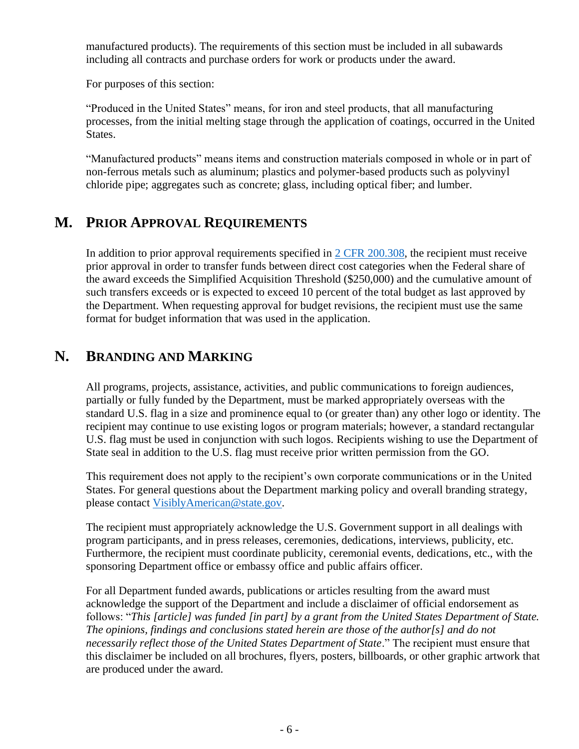manufactured products). The requirements of this section must be included in all subawards including all contracts and purchase orders for work or products under the award.

For purposes of this section:

"Produced in the United States" means, for iron and steel products, that all manufacturing processes, from the initial melting stage through the application of coatings, occurred in the United States.

"Manufactured products" means items and construction materials composed in whole or in part of non-ferrous metals such as aluminum; plastics and polymer-based products such as polyvinyl chloride pipe; aggregates such as concrete; glass, including optical fiber; and lumber.

## M. Prior Approval Requirements

In addition to prior approval requirements specified in [2 CFR 200.308](), the recipient must receive prior approval in order to transfer funds between direct cost categories when the Federal share of the award exceeds the Simplified Acquisition Threshold ($250,000) and the cumulative amount of such transfers exceeds or is expected to exceed 10 percent of the total budget as last approved by the Department. When requesting approval for budget revisions, the recipient must use the same format for budget information that was used in the application.

## N. Branding and Marking

All programs, projects, assistance, activities, and public communications to foreign audiences, partially or fully funded by the Department, must be marked appropriately overseas with the standard U.S. flag in a size and prominence equal to (or greater than) any other logo or identity. The recipient may continue to use existing logos or program materials; however, a standard rectangular U.S. flag must be used in conjunction with such logos. Recipients wishing to use the Department of State seal in addition to the U.S. flag must receive prior written permission from the GO.

This requirement does not apply to the recipient's own corporate communications or in the United States. For general questions about the Department marking policy and overall branding strategy, please contact VisiblyAmerican@state.gov.

The recipient must appropriately acknowledge the U.S. Government support in all dealings with program participants, and in press releases, ceremonies, dedications, interviews, publicity, etc. Furthermore, the recipient must coordinate publicity, ceremonial events, dedications, etc., with the sponsoring Department office or embassy office and public affairs officer.

For all Department funded awards, publications or articles resulting from the award must acknowledge the support of the Department and include a disclaimer of official endorsement as follows: "*This [article] was funded [in part] by a grant from the United States Department of State. The opinions, findings and conclusions stated herein are those of the author[s] and do not necessarily reflect those of the United States Department of State*." The recipient must ensure that this disclaimer be included on all brochures, flyers, posters, billboards, or other graphic artwork that are produced under the award.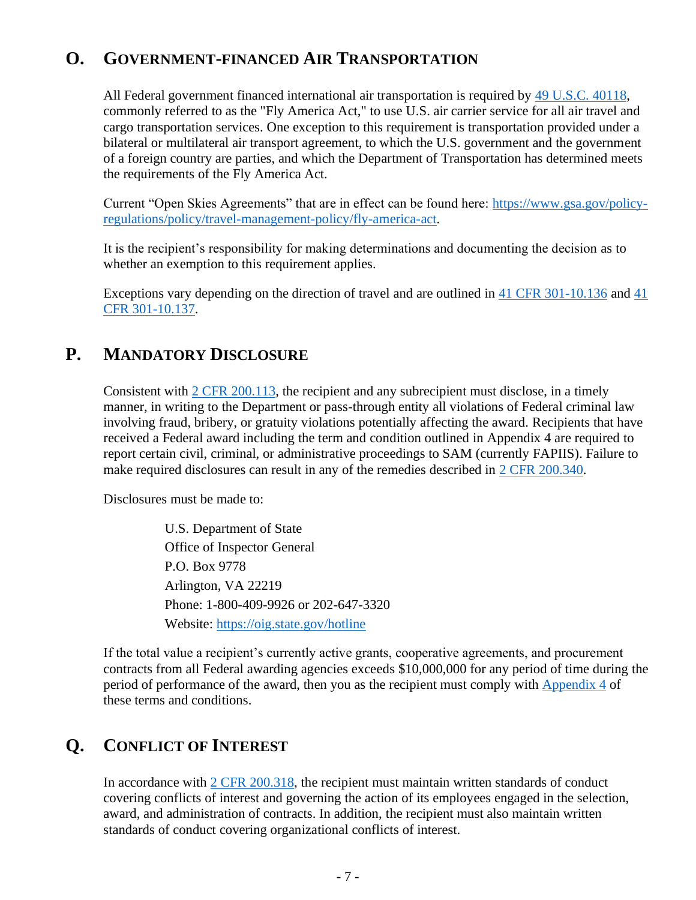## O. GOVERNMENT-FINANCED AIR TRANSPORTATION

All Federal government financed international air transportation is required by [49 U.S.C. 40118](), commonly referred to as the "Fly America Act," to use U.S. air carrier service for all air travel and cargo transportation services. One exception to this requirement is transportation provided under a bilateral or multilateral air transport agreement, to which the U.S. government and the government of a foreign country are parties, and which the Department of Transportation has determined meets the requirements of the Fly America Act.

Current "Open Skies Agreements" that are in effect can be found here: https://www.gsa.gov/policy-regulations/policy/travel-management-policy/fly-america-act.

It is the recipient's responsibility for making determinations and documenting the decision as to whether an exemption to this requirement applies.

Exceptions vary depending on the direction of travel and are outlined in 41 CFR 301-10.136 and 41 CFR 301-10.137.

## P. MANDATORY DISCLOSURE

Consistent with 2 CFR 200.113, the recipient and any subrecipient must disclose, in a timely manner, in writing to the Department or pass-through entity all violations of Federal criminal law involving fraud, bribery, or gratuity violations potentially affecting the award. Recipients that have received a Federal award including the term and condition outlined in Appendix 4 are required to report certain civil, criminal, or administrative proceedings to SAM (currently FAPIIS). Failure to make required disclosures can result in any of the remedies described in 2 CFR 200.340.

Disclosures must be made to:

> U.S. Department of State
> Office of Inspector General
> P.O. Box 9778
> Arlington, VA 22219
> Phone: 1-800-409-9926 or 202-647-3320
> Website: https://oig.state.gov/hotline

If the total value a recipient's currently active grants, cooperative agreements, and procurement contracts from all Federal awarding agencies exceeds $10,000,000 for any period of time during the period of performance of the award, then you as the recipient must comply with Appendix 4 of these terms and conditions.

## Q. CONFLICT OF INTEREST

In accordance with 2 CFR 200.318, the recipient must maintain written standards of conduct covering conflicts of interest and governing the action of its employees engaged in the selection, award, and administration of contracts. In addition, the recipient must also maintain written standards of conduct covering organizational conflicts of interest.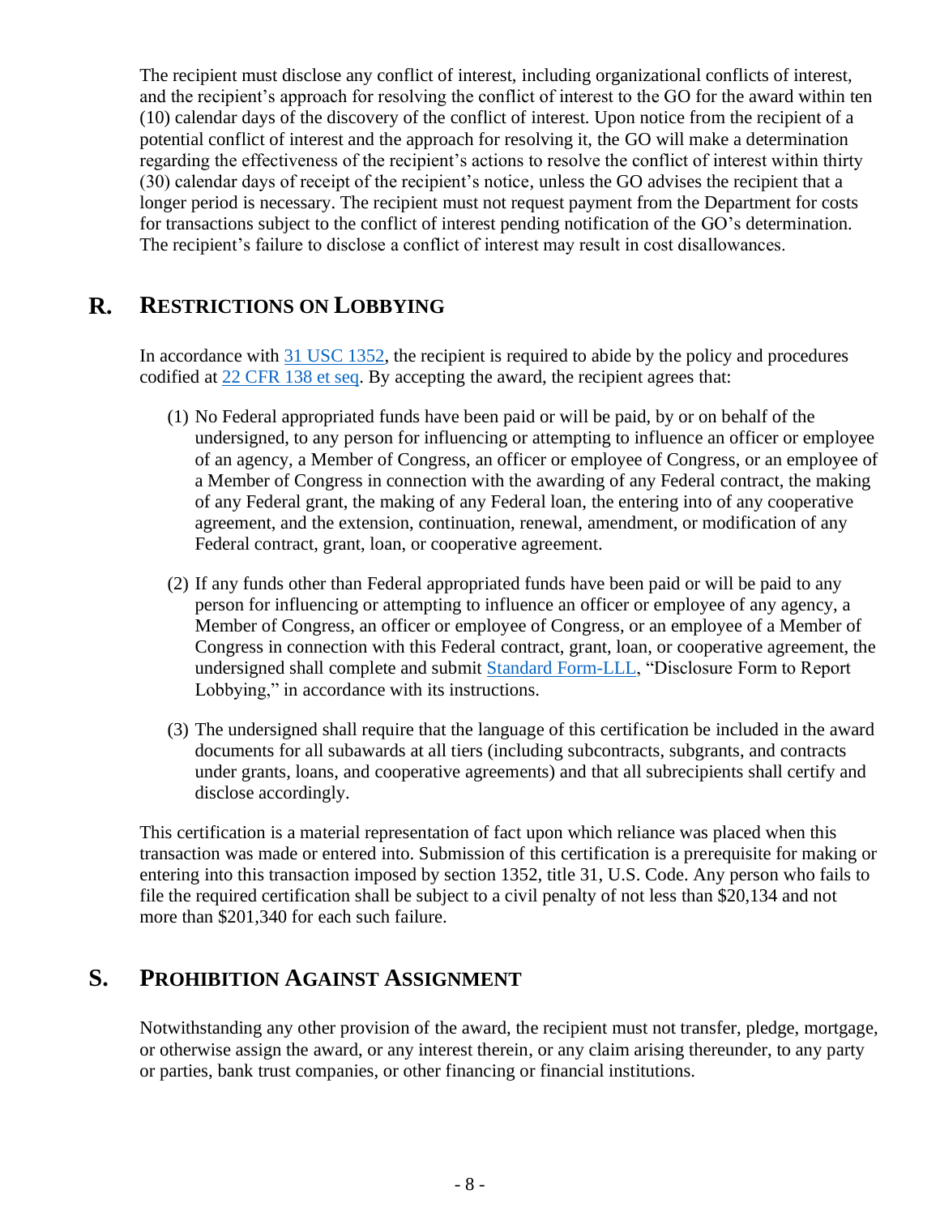The recipient must disclose any conflict of interest, including organizational conflicts of interest, and the recipient's approach for resolving the conflict of interest to the GO for the award within ten (10) calendar days of the discovery of the conflict of interest. Upon notice from the recipient of a potential conflict of interest and the approach for resolving it, the GO will make a determination regarding the effectiveness of the recipient's actions to resolve the conflict of interest within thirty (30) calendar days of receipt of the recipient's notice, unless the GO advises the recipient that a longer period is necessary. The recipient must not request payment from the Department for costs for transactions subject to the conflict of interest pending notification of the GO's determination. The recipient's failure to disclose a conflict of interest may result in cost disallowances.

## R. RESTRICTIONS ON LOBBYING

In accordance with 31 USC 1352, the recipient is required to abide by the policy and procedures codified at 22 CFR 138 et seq. By accepting the award, the recipient agrees that:

(1) No Federal appropriated funds have been paid or will be paid, by or on behalf of the undersigned, to any person for influencing or attempting to influence an officer or employee of an agency, a Member of Congress, an officer or employee of Congress, or an employee of a Member of Congress in connection with the awarding of any Federal contract, the making of any Federal grant, the making of any Federal loan, the entering into of any cooperative agreement, and the extension, continuation, renewal, amendment, or modification of any Federal contract, grant, loan, or cooperative agreement.

(2) If any funds other than Federal appropriated funds have been paid or will be paid to any person for influencing or attempting to influence an officer or employee of any agency, a Member of Congress, an officer or employee of Congress, or an employee of a Member of Congress in connection with this Federal contract, grant, loan, or cooperative agreement, the undersigned shall complete and submit Standard Form-LLL, "Disclosure Form to Report Lobbying," in accordance with its instructions.

(3) The undersigned shall require that the language of this certification be included in the award documents for all subawards at all tiers (including subcontracts, subgrants, and contracts under grants, loans, and cooperative agreements) and that all subrecipients shall certify and disclose accordingly.

This certification is a material representation of fact upon which reliance was placed when this transaction was made or entered into. Submission of this certification is a prerequisite for making or entering into this transaction imposed by section 1352, title 31, U.S. Code. Any person who fails to file the required certification shall be subject to a civil penalty of not less than $20,134 and not more than $201,340 for each such failure.

## S. PROHIBITION AGAINST ASSIGNMENT

Notwithstanding any other provision of the award, the recipient must not transfer, pledge, mortgage, or otherwise assign the award, or any interest therein, or any claim arising thereunder, to any party or parties, bank trust companies, or other financing or financial institutions.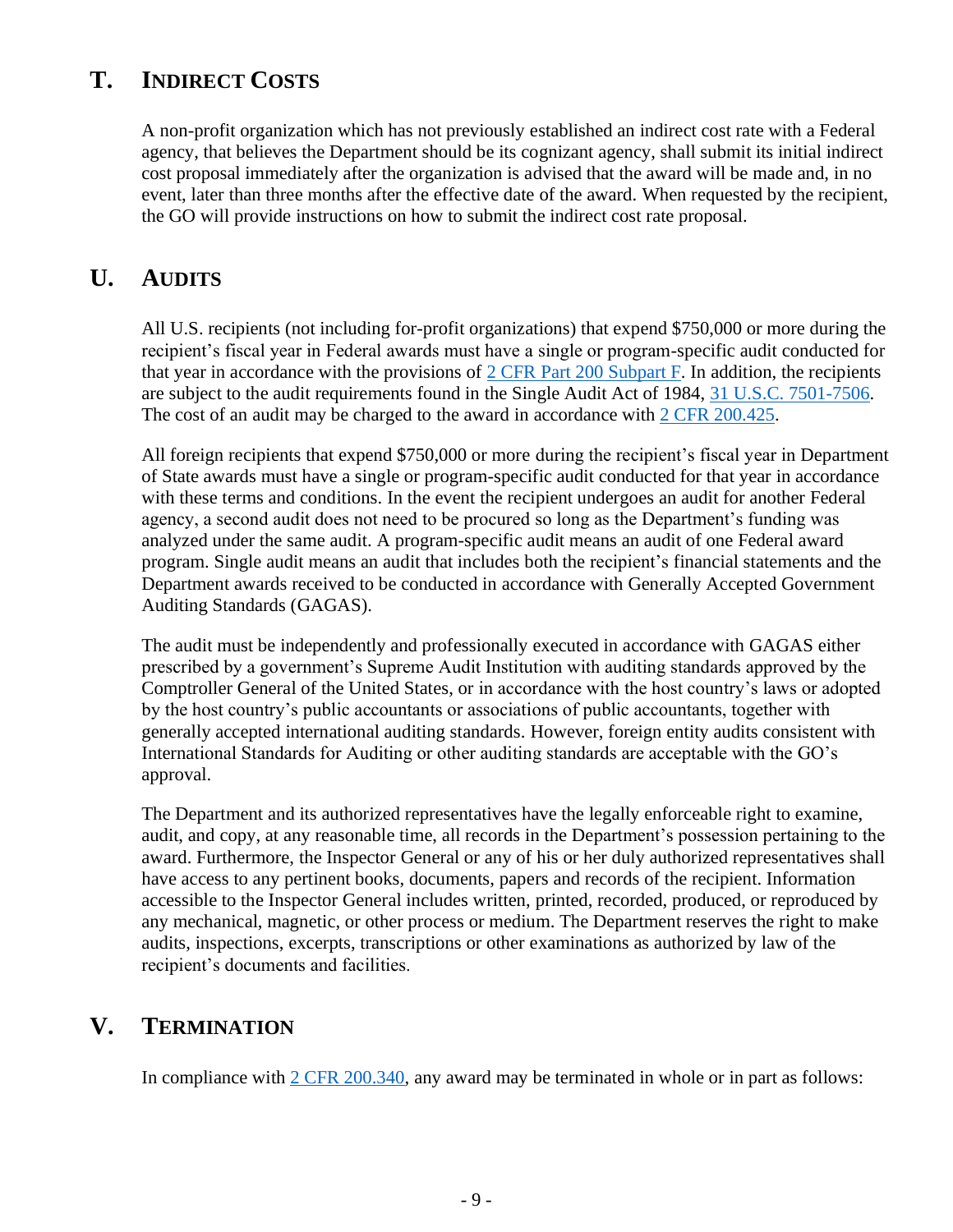## T. Indirect Costs

A non-profit organization which has not previously established an indirect cost rate with a Federal agency, that believes the Department should be its cognizant agency, shall submit its initial indirect cost proposal immediately after the organization is advised that the award will be made and, in no event, later than three months after the effective date of the award. When requested by the recipient, the GO will provide instructions on how to submit the indirect cost rate proposal.

## U. Audits

All U.S. recipients (not including for-profit organizations) that expend $750,000 or more during the recipient's fiscal year in Federal awards must have a single or program-specific audit conducted for that year in accordance with the provisions of 2 CFR Part 200 Subpart F. In addition, the recipients are subject to the audit requirements found in the Single Audit Act of 1984, 31 U.S.C. 7501-7506. The cost of an audit may be charged to the award in accordance with 2 CFR 200.425.

All foreign recipients that expend $750,000 or more during the recipient's fiscal year in Department of State awards must have a single or program-specific audit conducted for that year in accordance with these terms and conditions. In the event the recipient undergoes an audit for another Federal agency, a second audit does not need to be procured so long as the Department's funding was analyzed under the same audit. A program-specific audit means an audit of one Federal award program. Single audit means an audit that includes both the recipient's financial statements and the Department awards received to be conducted in accordance with Generally Accepted Government Auditing Standards (GAGAS).

The audit must be independently and professionally executed in accordance with GAGAS either prescribed by a government's Supreme Audit Institution with auditing standards approved by the Comptroller General of the United States, or in accordance with the host country's laws or adopted by the host country's public accountants or associations of public accountants, together with generally accepted international auditing standards. However, foreign entity audits consistent with International Standards for Auditing or other auditing standards are acceptable with the GO's approval.

The Department and its authorized representatives have the legally enforceable right to examine, audit, and copy, at any reasonable time, all records in the Department's possession pertaining to the award. Furthermore, the Inspector General or any of his or her duly authorized representatives shall have access to any pertinent books, documents, papers and records of the recipient. Information accessible to the Inspector General includes written, printed, recorded, produced, or reproduced by any mechanical, magnetic, or other process or medium. The Department reserves the right to make audits, inspections, excerpts, transcriptions or other examinations as authorized by law of the recipient's documents and facilities.

## V. Termination

In compliance with 2 CFR 200.340, any award may be terminated in whole or in part as follows: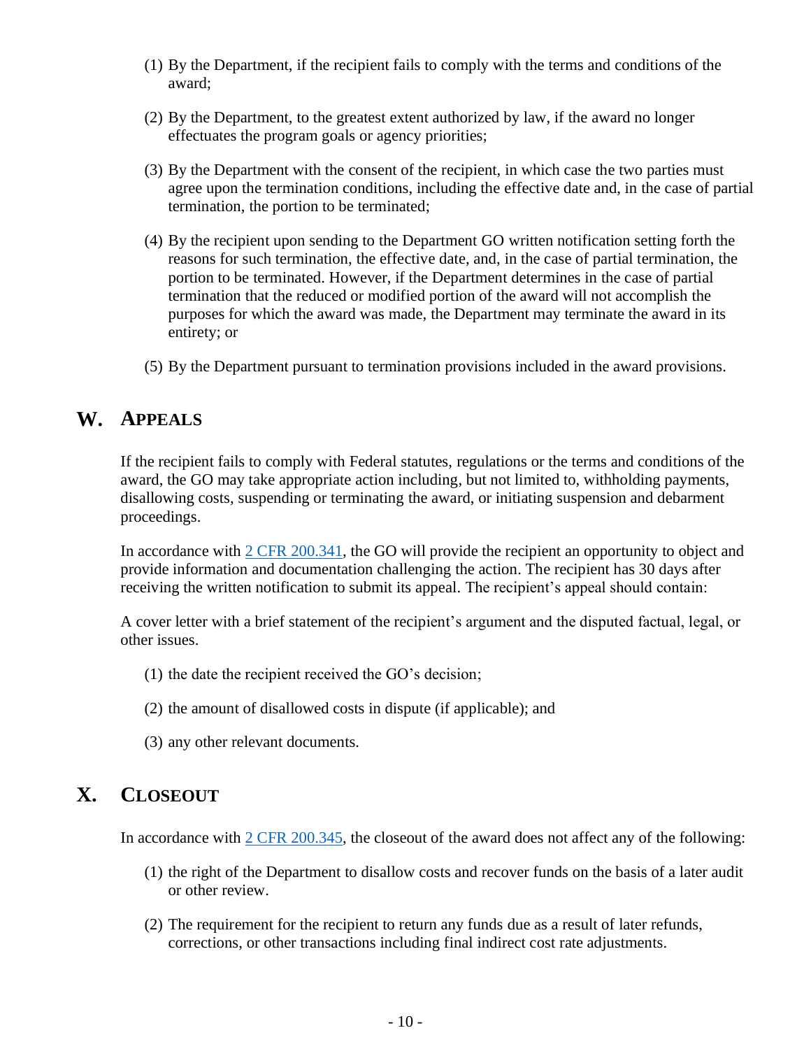(1) By the Department, if the recipient fails to comply with the terms and conditions of the award;

(2) By the Department, to the greatest extent authorized by law, if the award no longer effectuates the program goals or agency priorities;

(3) By the Department with the consent of the recipient, in which case the two parties must agree upon the termination conditions, including the effective date and, in the case of partial termination, the portion to be terminated;

(4) By the recipient upon sending to the Department GO written notification setting forth the reasons for such termination, the effective date, and, in the case of partial termination, the portion to be terminated. However, if the Department determines in the case of partial termination that the reduced or modified portion of the award will not accomplish the purposes for which the award was made, the Department may terminate the award in its entirety; or

(5) By the Department pursuant to termination provisions included in the award provisions.

## W. Appeals

If the recipient fails to comply with Federal statutes, regulations or the terms and conditions of the award, the GO may take appropriate action including, but not limited to, withholding payments, disallowing costs, suspending or terminating the award, or initiating suspension and debarment proceedings.

In accordance with [2 CFR 200.341](), the GO will provide the recipient an opportunity to object and provide information and documentation challenging the action. The recipient has 30 days after receiving the written notification to submit its appeal. The recipient's appeal should contain:

A cover letter with a brief statement of the recipient's argument and the disputed factual, legal, or other issues.

(1) the date the recipient received the GO's decision;

(2) the amount of disallowed costs in dispute (if applicable); and

(3) any other relevant documents.

## X. Closeout

In accordance with [2 CFR 200.345](), the closeout of the award does not affect any of the following:

(1) the right of the Department to disallow costs and recover funds on the basis of a later audit or other review.

(2) The requirement for the recipient to return any funds due as a result of later refunds, corrections, or other transactions including final indirect cost rate adjustments.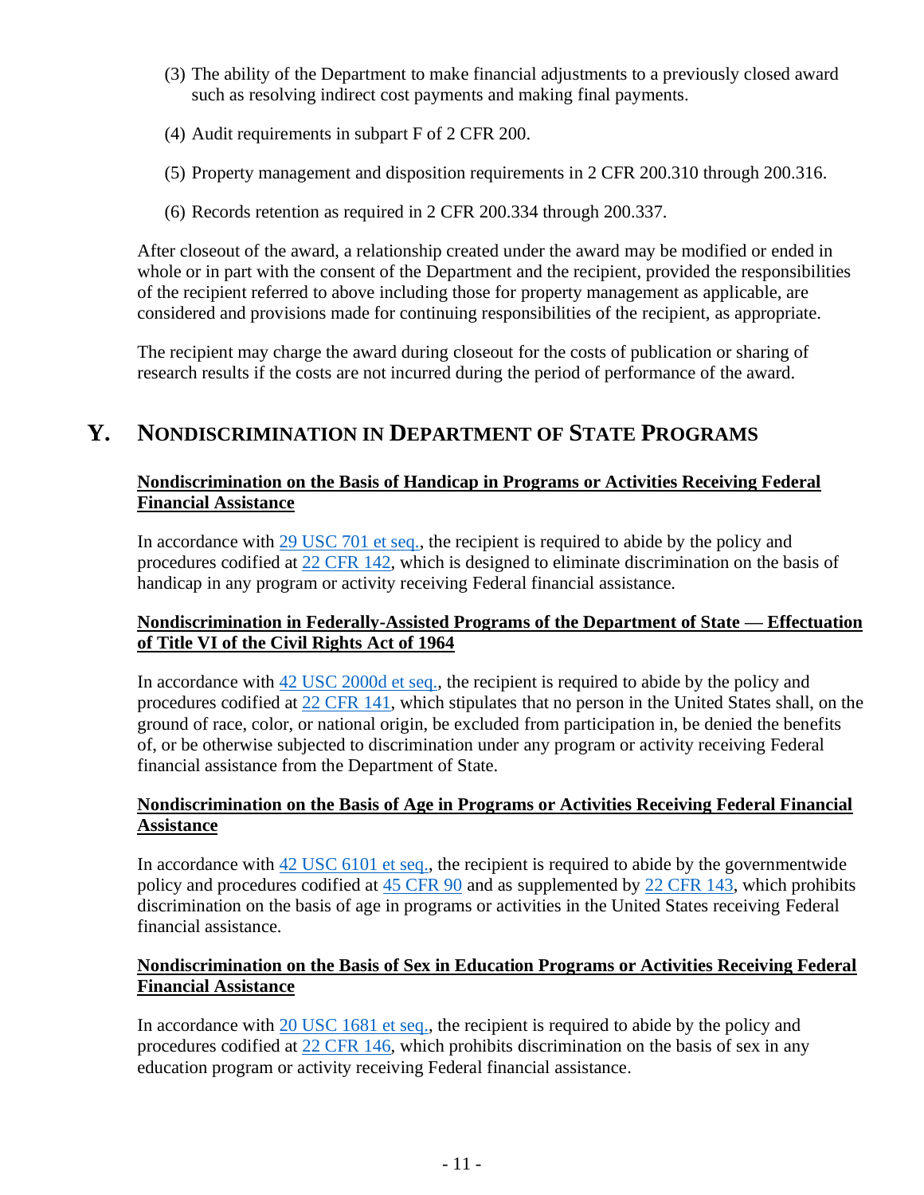(3) The ability of the Department to make financial adjustments to a previously closed award such as resolving indirect cost payments and making final payments.

(4) Audit requirements in subpart F of 2 CFR 200.

(5) Property management and disposition requirements in 2 CFR 200.310 through 200.316.

(6) Records retention as required in 2 CFR 200.334 through 200.337.

After closeout of the award, a relationship created under the award may be modified or ended in whole or in part with the consent of the Department and the recipient, provided the responsibilities of the recipient referred to above including those for property management as applicable, are considered and provisions made for continuing responsibilities of the recipient, as appropriate.

The recipient may charge the award during closeout for the costs of publication or sharing of research results if the costs are not incurred during the period of performance of the award.

## Y. NONDISCRIMINATION IN DEPARTMENT OF STATE PROGRAMS

**Nondiscrimination on the Basis of Handicap in Programs or Activities Receiving Federal Financial Assistance**

In accordance with 29 USC 701 et seq., the recipient is required to abide by the policy and procedures codified at 22 CFR 142, which is designed to eliminate discrimination on the basis of handicap in any program or activity receiving Federal financial assistance.

**Nondiscrimination in Federally-Assisted Programs of the Department of State — Effectuation of Title VI of the Civil Rights Act of 1964**

In accordance with 42 USC 2000d et seq., the recipient is required to abide by the policy and procedures codified at 22 CFR 141, which stipulates that no person in the United States shall, on the ground of race, color, or national origin, be excluded from participation in, be denied the benefits of, or be otherwise subjected to discrimination under any program or activity receiving Federal financial assistance from the Department of State.

**Nondiscrimination on the Basis of Age in Programs or Activities Receiving Federal Financial Assistance**

In accordance with 42 USC 6101 et seq., the recipient is required to abide by the governmentwide policy and procedures codified at 45 CFR 90 and as supplemented by 22 CFR 143, which prohibits discrimination on the basis of age in programs or activities in the United States receiving Federal financial assistance.

**Nondiscrimination on the Basis of Sex in Education Programs or Activities Receiving Federal Financial Assistance**

In accordance with 20 USC 1681 et seq., the recipient is required to abide by the policy and procedures codified at 22 CFR 146, which prohibits discrimination on the basis of sex in any education program or activity receiving Federal financial assistance.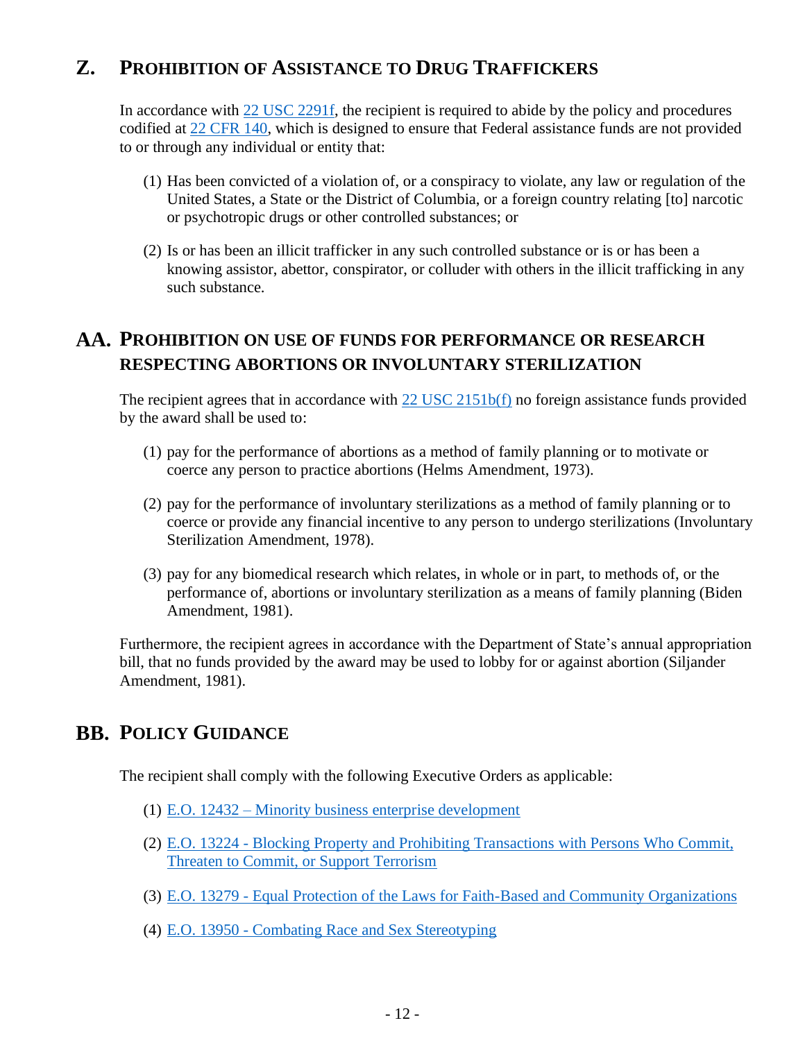## Z. PROHIBITION OF ASSISTANCE TO DRUG TRAFFICKERS

In accordance with 22 USC 2291f, the recipient is required to abide by the policy and procedures codified at 22 CFR 140, which is designed to ensure that Federal assistance funds are not provided to or through any individual or entity that:

(1) Has been convicted of a violation of, or a conspiracy to violate, any law or regulation of the United States, a State or the District of Columbia, or a foreign country relating [to] narcotic or psychotropic drugs or other controlled substances; or

(2) Is or has been an illicit trafficker in any such controlled substance or is or has been a knowing assistor, abettor, conspirator, or colluder with others in the illicit trafficking in any such substance.

## AA. PROHIBITION ON USE OF FUNDS FOR PERFORMANCE OR RESEARCH RESPECTING ABORTIONS OR INVOLUNTARY STERILIZATION

The recipient agrees that in accordance with 22 USC 2151b(f) no foreign assistance funds provided by the award shall be used to:

(1) pay for the performance of abortions as a method of family planning or to motivate or coerce any person to practice abortions (Helms Amendment, 1973).

(2) pay for the performance of involuntary sterilizations as a method of family planning or to coerce or provide any financial incentive to any person to undergo sterilizations (Involuntary Sterilization Amendment, 1978).

(3) pay for any biomedical research which relates, in whole or in part, to methods of, or the performance of, abortions or involuntary sterilization as a means of family planning (Biden Amendment, 1981).

Furthermore, the recipient agrees in accordance with the Department of State's annual appropriation bill, that no funds provided by the award may be used to lobby for or against abortion (Siljander Amendment, 1981).

## BB. POLICY GUIDANCE

The recipient shall comply with the following Executive Orders as applicable:

(1) E.O. 12432 – Minority business enterprise development

(2) E.O. 13224 - Blocking Property and Prohibiting Transactions with Persons Who Commit, Threaten to Commit, or Support Terrorism

(3) E.O. 13279 - Equal Protection of the Laws for Faith-Based and Community Organizations

(4) E.O. 13950 - Combating Race and Sex Stereotyping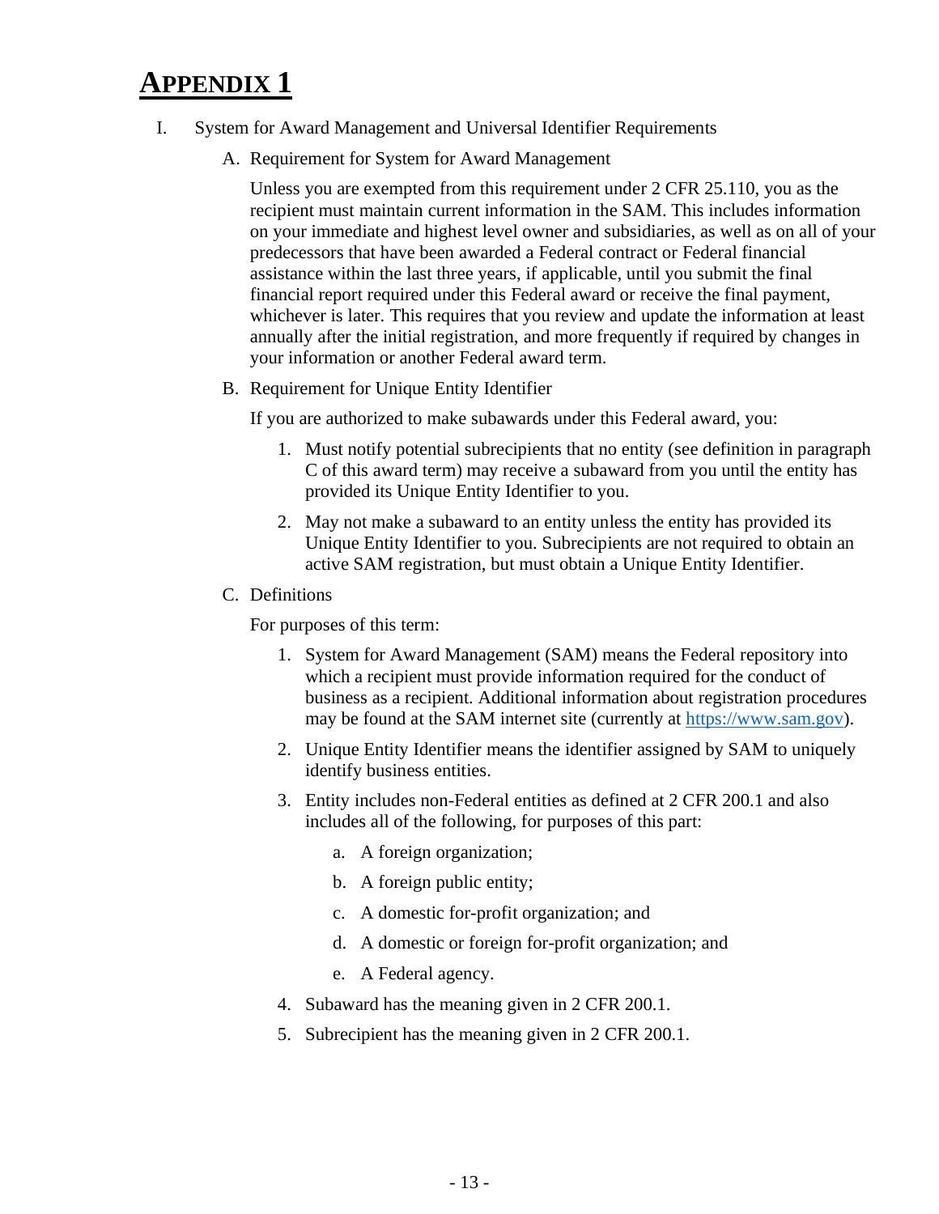# APPENDIX 1

I. System for Award Management and Universal Identifier Requirements

A. Requirement for System for Award Management

Unless you are exempted from this requirement under 2 CFR 25.110, you as the recipient must maintain current information in the SAM. This includes information on your immediate and highest level owner and subsidiaries, as well as on all of your predecessors that have been awarded a Federal contract or Federal financial assistance within the last three years, if applicable, until you submit the final financial report required under this Federal award or receive the final payment, whichever is later. This requires that you review and update the information at least annually after the initial registration, and more frequently if required by changes in your information or another Federal award term.

B. Requirement for Unique Entity Identifier

If you are authorized to make subawards under this Federal award, you:

1. Must notify potential subrecipients that no entity (see definition in paragraph C of this award term) may receive a subaward from you until the entity has provided its Unique Entity Identifier to you.
2. May not make a subaward to an entity unless the entity has provided its Unique Entity Identifier to you. Subrecipients are not required to obtain an active SAM registration, but must obtain a Unique Entity Identifier.

C. Definitions

For purposes of this term:

1. System for Award Management (SAM) means the Federal repository into which a recipient must provide information required for the conduct of business as a recipient. Additional information about registration procedures may be found at the SAM internet site (currently at https://www.sam.gov).
2. Unique Entity Identifier means the identifier assigned by SAM to uniquely identify business entities.
3. Entity includes non-Federal entities as defined at 2 CFR 200.1 and also includes all of the following, for purposes of this part:
   a. A foreign organization;
   b. A foreign public entity;
   c. A domestic for-profit organization; and
   d. A domestic or foreign for-profit organization; and
   e. A Federal agency.
4. Subaward has the meaning given in 2 CFR 200.1.
5. Subrecipient has the meaning given in 2 CFR 200.1.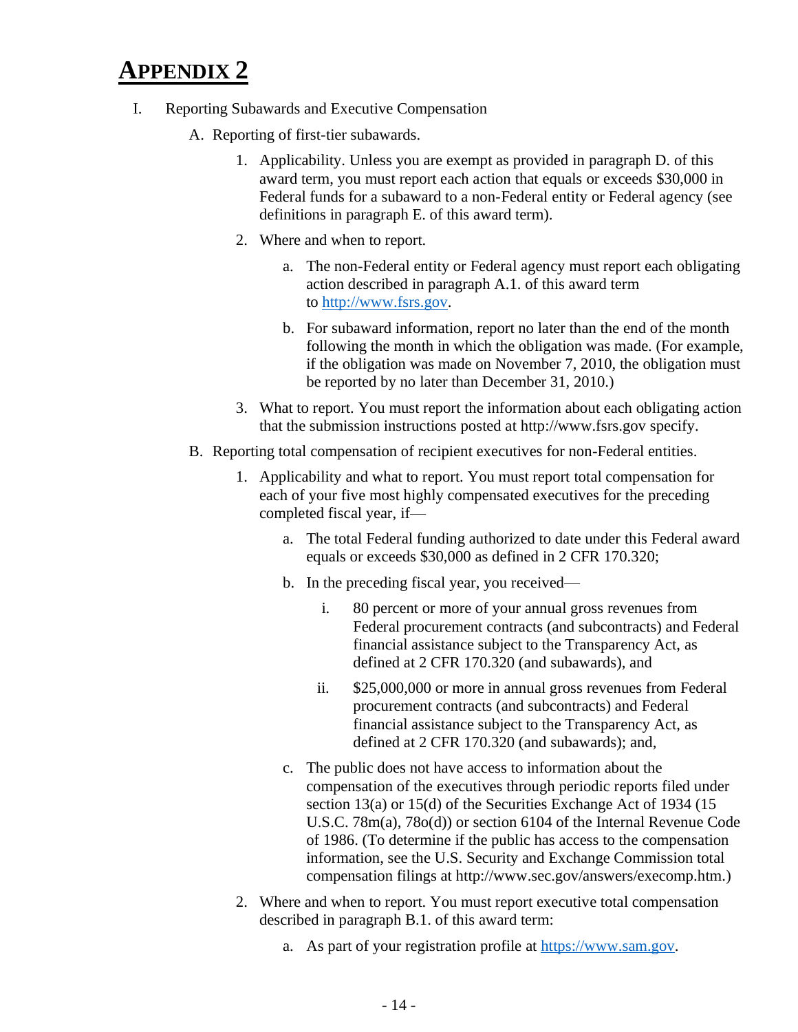# APPENDIX 2

I. Reporting Subawards and Executive Compensation

   A. Reporting of first-tier subawards.

      1. Applicability. Unless you are exempt as provided in paragraph D. of this award term, you must report each action that equals or exceeds $30,000 in Federal funds for a subaward to a non-Federal entity or Federal agency (see definitions in paragraph E. of this award term).

      2. Where and when to report.

         a. The non-Federal entity or Federal agency must report each obligating action described in paragraph A.1. of this award term to [http://www.fsrs.gov](http://www.fsrs.gov).

         b. For subaward information, report no later than the end of the month following the month in which the obligation was made. (For example, if the obligation was made on November 7, 2010, the obligation must be reported by no later than December 31, 2010.)

      3. What to report. You must report the information about each obligating action that the submission instructions posted at http://www.fsrs.gov specify.

   B. Reporting total compensation of recipient executives for non-Federal entities.

      1. Applicability and what to report. You must report total compensation for each of your five most highly compensated executives for the preceding completed fiscal year, if—

         a. The total Federal funding authorized to date under this Federal award equals or exceeds $30,000 as defined in 2 CFR 170.320;

         b. In the preceding fiscal year, you received—

            i. 80 percent or more of your annual gross revenues from Federal procurement contracts (and subcontracts) and Federal financial assistance subject to the Transparency Act, as defined at 2 CFR 170.320 (and subawards), and

            ii. $25,000,000 or more in annual gross revenues from Federal procurement contracts (and subcontracts) and Federal financial assistance subject to the Transparency Act, as defined at 2 CFR 170.320 (and subawards); and,

         c. The public does not have access to information about the compensation of the executives through periodic reports filed under section 13(a) or 15(d) of the Securities Exchange Act of 1934 (15 U.S.C. 78m(a), 78o(d)) or section 6104 of the Internal Revenue Code of 1986. (To determine if the public has access to the compensation information, see the U.S. Security and Exchange Commission total compensation filings at http://www.sec.gov/answers/execomp.htm.)

      2. Where and when to report. You must report executive total compensation described in paragraph B.1. of this award term:

         a. As part of your registration profile at [https://www.sam.gov](https://www.sam.gov).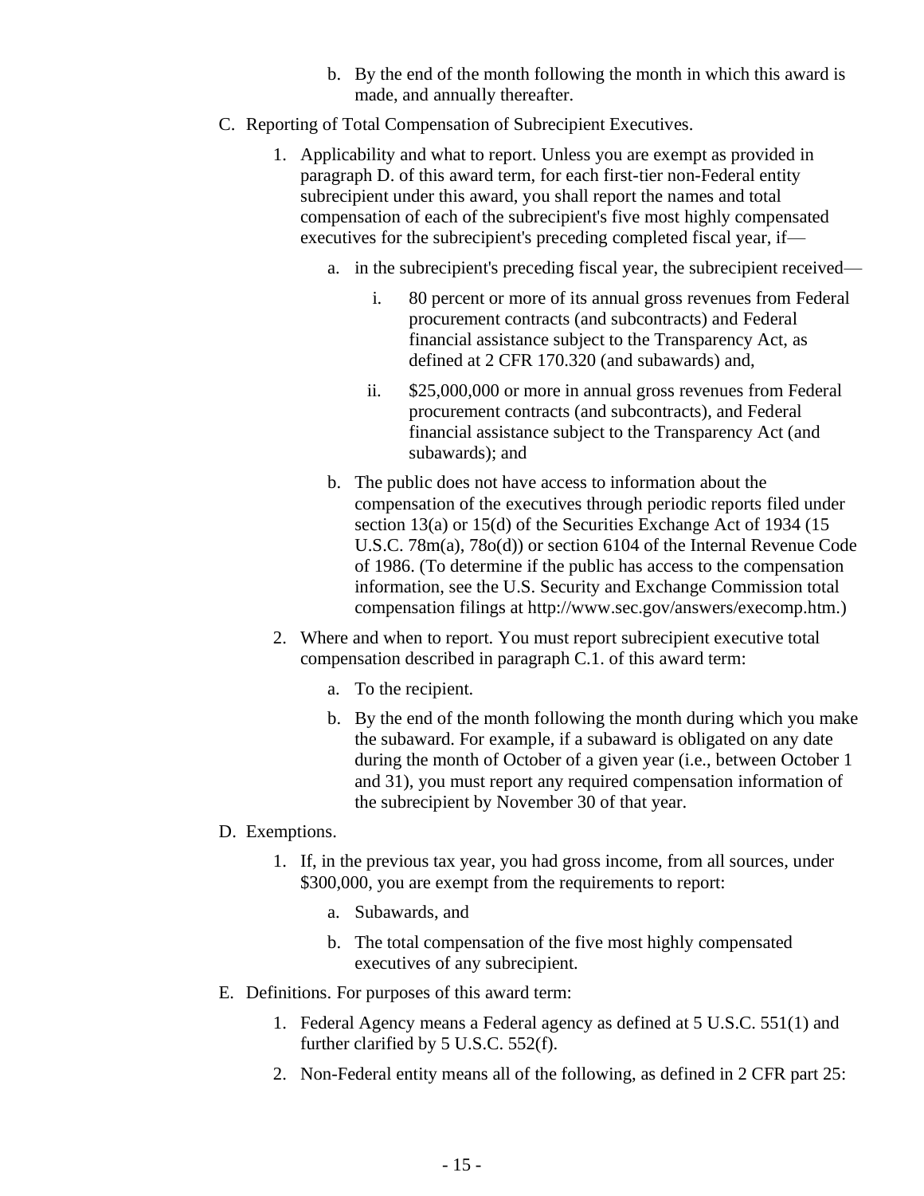b. By the end of the month following the month in which this award is made, and annually thereafter.

C. Reporting of Total Compensation of Subrecipient Executives.

   1. Applicability and what to report. Unless you are exempt as provided in paragraph D. of this award term, for each first-tier non-Federal entity subrecipient under this award, you shall report the names and total compensation of each of the subrecipient's five most highly compensated executives for the subrecipient's preceding completed fiscal year, if—

      a. in the subrecipient's preceding fiscal year, the subrecipient received—

         i. 80 percent or more of its annual gross revenues from Federal procurement contracts (and subcontracts) and Federal financial assistance subject to the Transparency Act, as defined at 2 CFR 170.320 (and subawards) and,

         ii. $25,000,000 or more in annual gross revenues from Federal procurement contracts (and subcontracts), and Federal financial assistance subject to the Transparency Act (and subawards); and

      b. The public does not have access to information about the compensation of the executives through periodic reports filed under section 13(a) or 15(d) of the Securities Exchange Act of 1934 (15 U.S.C. 78m(a), 78o(d)) or section 6104 of the Internal Revenue Code of 1986. (To determine if the public has access to the compensation information, see the U.S. Security and Exchange Commission total compensation filings at http://www.sec.gov/answers/execomp.htm.)

   2. Where and when to report. You must report subrecipient executive total compensation described in paragraph C.1. of this award term:

      a. To the recipient.

      b. By the end of the month following the month during which you make the subaward. For example, if a subaward is obligated on any date during the month of October of a given year (i.e., between October 1 and 31), you must report any required compensation information of the subrecipient by November 30 of that year.

D. Exemptions.

   1. If, in the previous tax year, you had gross income, from all sources, under $300,000, you are exempt from the requirements to report:

      a. Subawards, and

      b. The total compensation of the five most highly compensated executives of any subrecipient.

E. Definitions. For purposes of this award term:

   1. Federal Agency means a Federal agency as defined at 5 U.S.C. 551(1) and further clarified by 5 U.S.C. 552(f).

   2. Non-Federal entity means all of the following, as defined in 2 CFR part 25: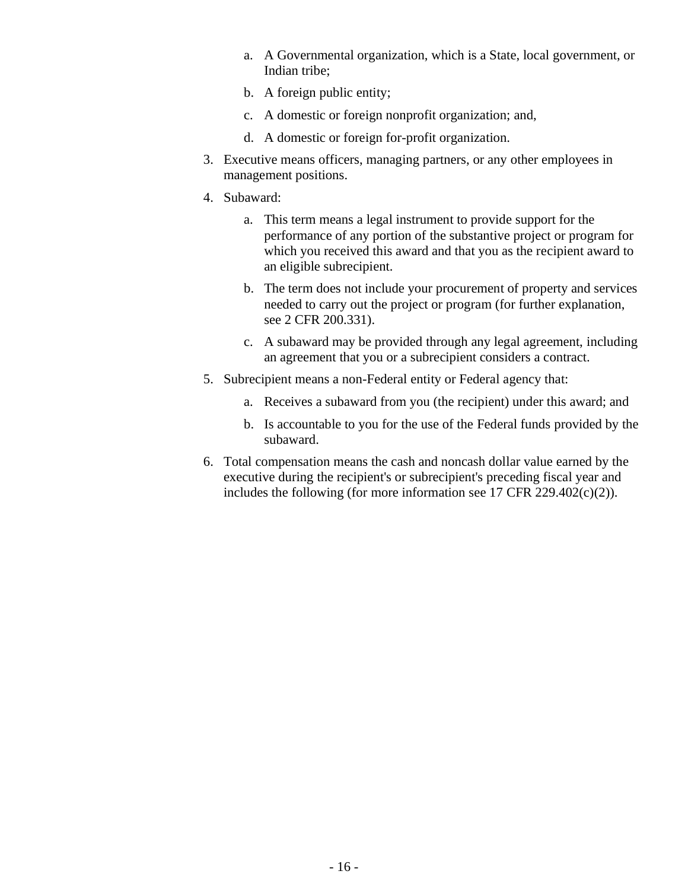a. A Governmental organization, which is a State, local government, or Indian tribe;

   b. A foreign public entity;

   c. A domestic or foreign nonprofit organization; and,

   d. A domestic or foreign for-profit organization.

3. Executive means officers, managing partners, or any other employees in management positions.

4. Subaward:

   a. This term means a legal instrument to provide support for the performance of any portion of the substantive project or program for which you received this award and that you as the recipient award to an eligible subrecipient.

   b. The term does not include your procurement of property and services needed to carry out the project or program (for further explanation, see 2 CFR 200.331).

   c. A subaward may be provided through any legal agreement, including an agreement that you or a subrecipient considers a contract.

5. Subrecipient means a non-Federal entity or Federal agency that:

   a. Receives a subaward from you (the recipient) under this award; and

   b. Is accountable to you for the use of the Federal funds provided by the subaward.

6. Total compensation means the cash and noncash dollar value earned by the executive during the recipient's or subrecipient's preceding fiscal year and includes the following (for more information see 17 CFR 229.402(c)(2)).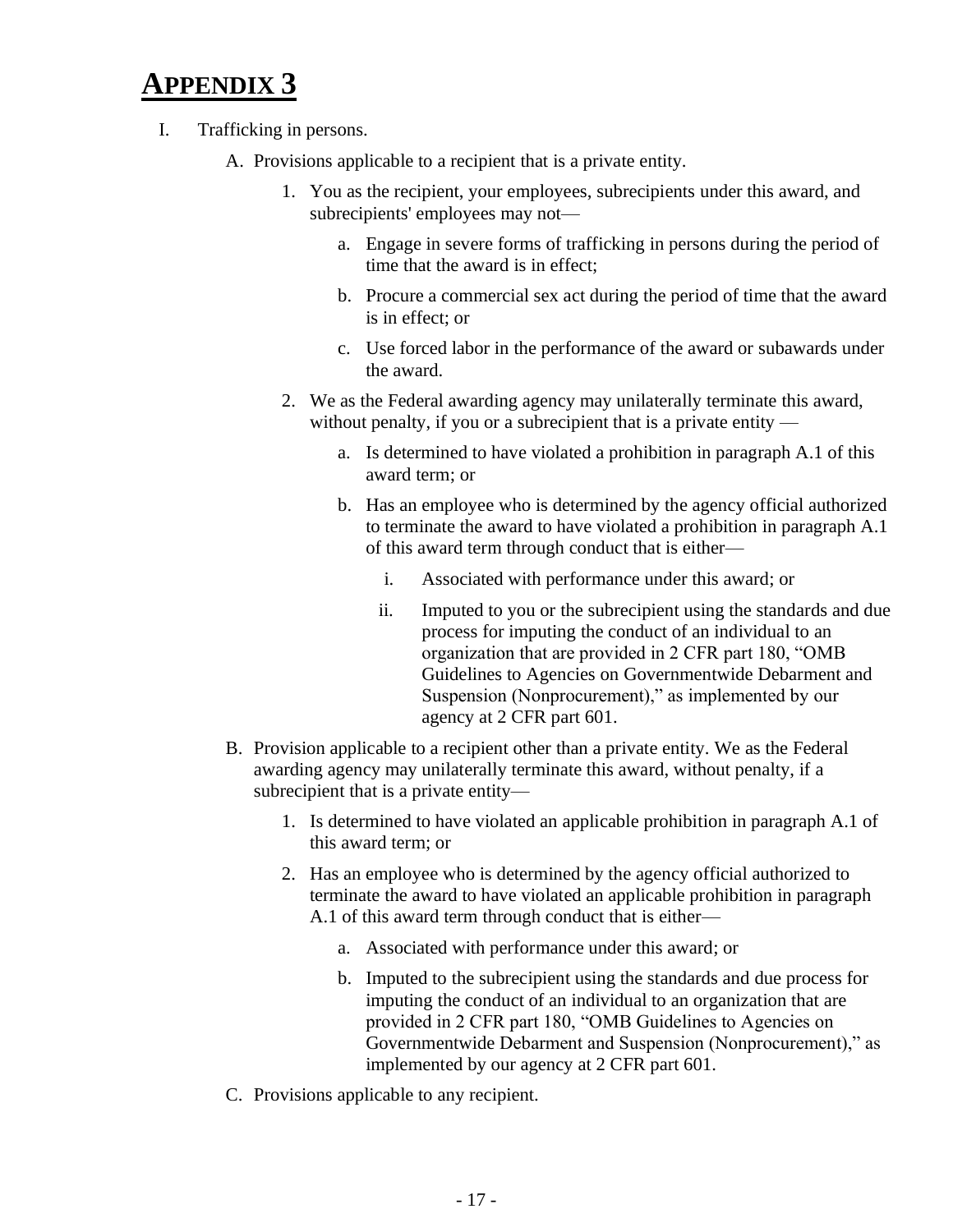# APPENDIX 3

I. Trafficking in persons.

   A. Provisions applicable to a recipient that is a private entity.

      1. You as the recipient, your employees, subrecipients under this award, and subrecipients' employees may not—

         a. Engage in severe forms of trafficking in persons during the period of time that the award is in effect;

         b. Procure a commercial sex act during the period of time that the award is in effect; or

         c. Use forced labor in the performance of the award or subawards under the award.

      2. We as the Federal awarding agency may unilaterally terminate this award, without penalty, if you or a subrecipient that is a private entity —

         a. Is determined to have violated a prohibition in paragraph A.1 of this award term; or

         b. Has an employee who is determined by the agency official authorized to terminate the award to have violated a prohibition in paragraph A.1 of this award term through conduct that is either—

            i. Associated with performance under this award; or

            ii. Imputed to you or the subrecipient using the standards and due process for imputing the conduct of an individual to an organization that are provided in 2 CFR part 180, "OMB Guidelines to Agencies on Governmentwide Debarment and Suspension (Nonprocurement)," as implemented by our agency at 2 CFR part 601.

   B. Provision applicable to a recipient other than a private entity. We as the Federal awarding agency may unilaterally terminate this award, without penalty, if a subrecipient that is a private entity—

      1. Is determined to have violated an applicable prohibition in paragraph A.1 of this award term; or

      2. Has an employee who is determined by the agency official authorized to terminate the award to have violated an applicable prohibition in paragraph A.1 of this award term through conduct that is either—

         a. Associated with performance under this award; or

         b. Imputed to the subrecipient using the standards and due process for imputing the conduct of an individual to an organization that are provided in 2 CFR part 180, "OMB Guidelines to Agencies on Governmentwide Debarment and Suspension (Nonprocurement)," as implemented by our agency at 2 CFR part 601.

   C. Provisions applicable to any recipient.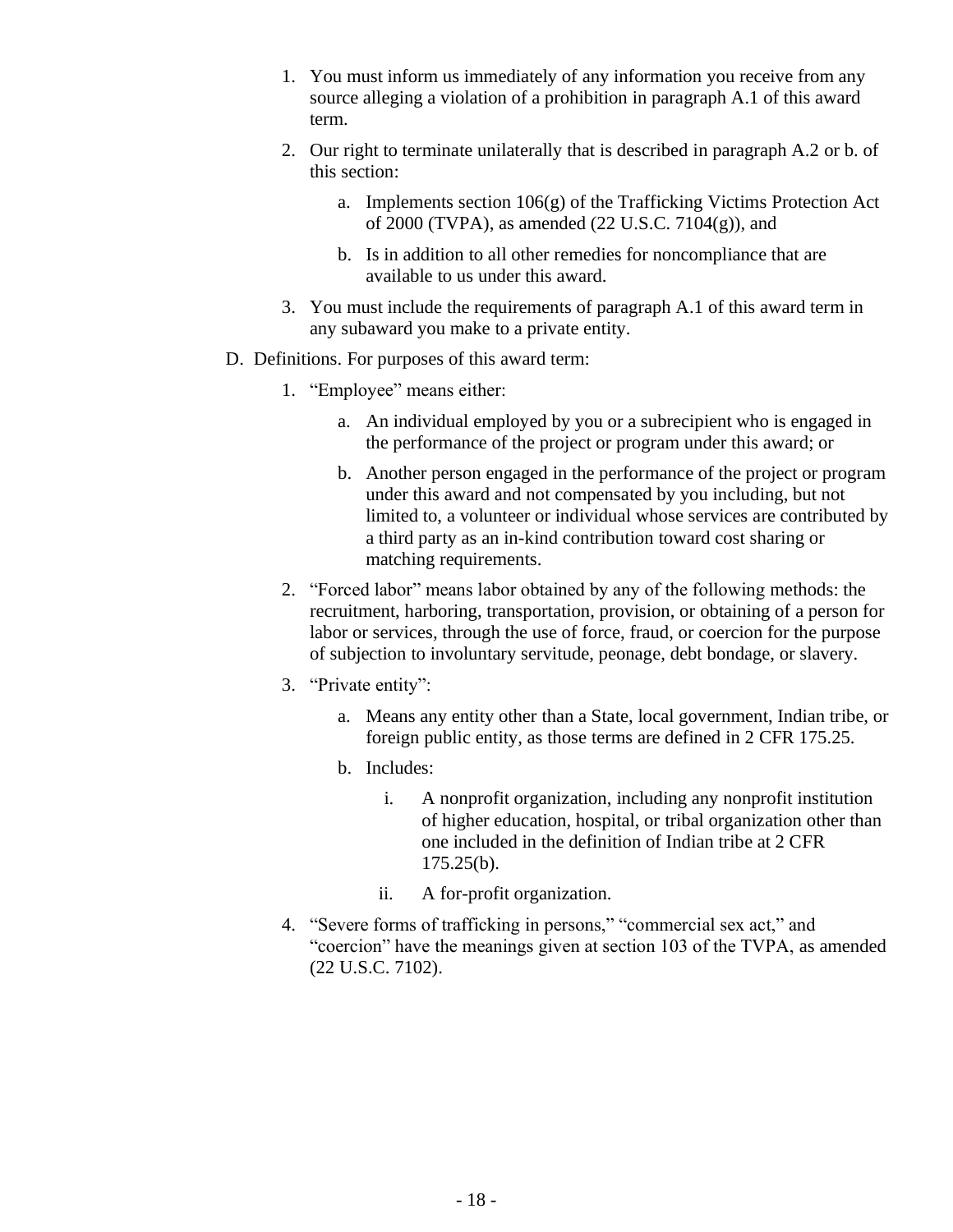1. You must inform us immediately of any information you receive from any source alleging a violation of a prohibition in paragraph A.1 of this award term.

2. Our right to terminate unilaterally that is described in paragraph A.2 or b. of this section:

    a. Implements section 106(g) of the Trafficking Victims Protection Act of 2000 (TVPA), as amended (22 U.S.C. 7104(g)), and

    b. Is in addition to all other remedies for noncompliance that are available to us under this award.

3. You must include the requirements of paragraph A.1 of this award term in any subaward you make to a private entity.

D. Definitions. For purposes of this award term:

1. "Employee" means either:

    a. An individual employed by you or a subrecipient who is engaged in the performance of the project or program under this award; or

    b. Another person engaged in the performance of the project or program under this award and not compensated by you including, but not limited to, a volunteer or individual whose services are contributed by a third party as an in-kind contribution toward cost sharing or matching requirements.

2. "Forced labor" means labor obtained by any of the following methods: the recruitment, harboring, transportation, provision, or obtaining of a person for labor or services, through the use of force, fraud, or coercion for the purpose of subjection to involuntary servitude, peonage, debt bondage, or slavery.

3. "Private entity":

    a. Means any entity other than a State, local government, Indian tribe, or foreign public entity, as those terms are defined in 2 CFR 175.25.

    b. Includes:

        i. A nonprofit organization, including any nonprofit institution of higher education, hospital, or tribal organization other than one included in the definition of Indian tribe at 2 CFR 175.25(b).

        ii. A for-profit organization.

4. "Severe forms of trafficking in persons," "commercial sex act," and "coercion" have the meanings given at section 103 of the TVPA, as amended (22 U.S.C. 7102).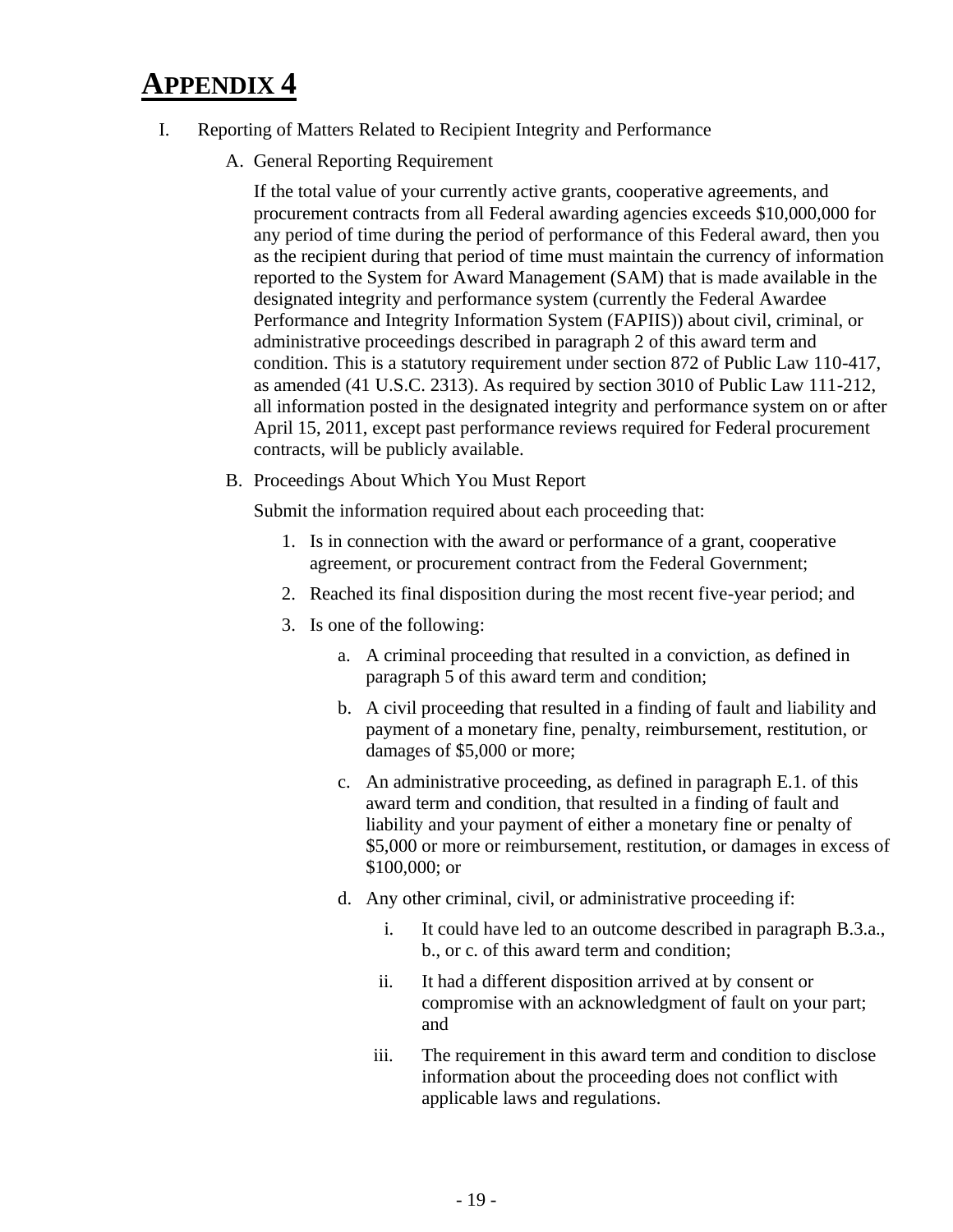# APPENDIX 4

I. Reporting of Matters Related to Recipient Integrity and Performance

   A. General Reporting Requirement

      If the total value of your currently active grants, cooperative agreements, and procurement contracts from all Federal awarding agencies exceeds $10,000,000 for any period of time during the period of performance of this Federal award, then you as the recipient during that period of time must maintain the currency of information reported to the System for Award Management (SAM) that is made available in the designated integrity and performance system (currently the Federal Awardee Performance and Integrity Information System (FAPIIS)) about civil, criminal, or administrative proceedings described in paragraph 2 of this award term and condition. This is a statutory requirement under section 872 of Public Law 110-417, as amended (41 U.S.C. 2313). As required by section 3010 of Public Law 111-212, all information posted in the designated integrity and performance system on or after April 15, 2011, except past performance reviews required for Federal procurement contracts, will be publicly available.

   B. Proceedings About Which You Must Report

      Submit the information required about each proceeding that:

      1. Is in connection with the award or performance of a grant, cooperative agreement, or procurement contract from the Federal Government;
      2. Reached its final disposition during the most recent five-year period; and
      3. Is one of the following:
         a. A criminal proceeding that resulted in a conviction, as defined in paragraph 5 of this award term and condition;
         b. A civil proceeding that resulted in a finding of fault and liability and payment of a monetary fine, penalty, reimbursement, restitution, or damages of $5,000 or more;
         c. An administrative proceeding, as defined in paragraph E.1. of this award term and condition, that resulted in a finding of fault and liability and your payment of either a monetary fine or penalty of $5,000 or more or reimbursement, restitution, or damages in excess of $100,000; or
         d. Any other criminal, civil, or administrative proceeding if:
            i. It could have led to an outcome described in paragraph B.3.a., b., or c. of this award term and condition;
            ii. It had a different disposition arrived at by consent or compromise with an acknowledgment of fault on your part; and
            iii. The requirement in this award term and condition to disclose information about the proceeding does not conflict with applicable laws and regulations.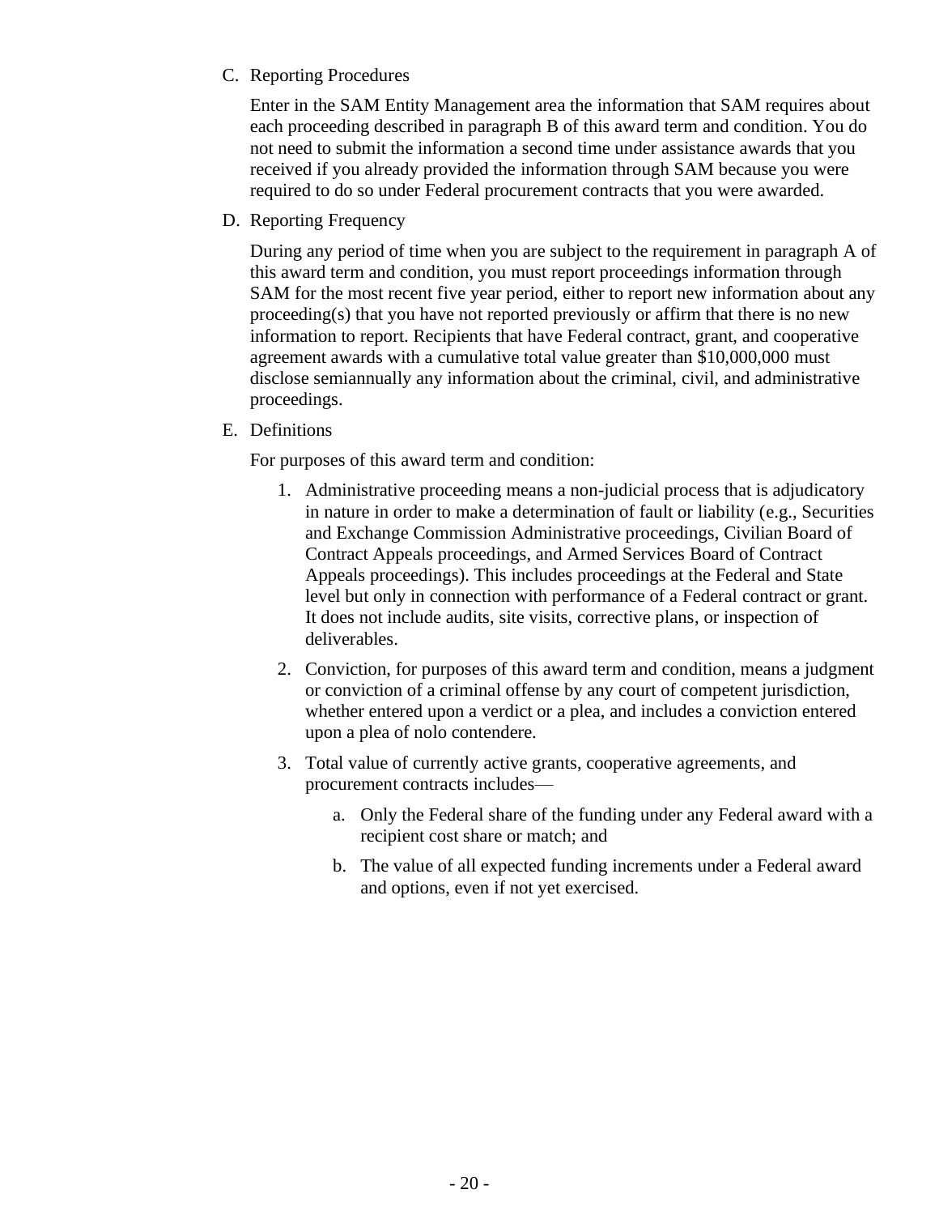C. Reporting Procedures

   Enter in the SAM Entity Management area the information that SAM requires about each proceeding described in paragraph B of this award term and condition. You do not need to submit the information a second time under assistance awards that you received if you already provided the information through SAM because you were required to do so under Federal procurement contracts that you were awarded.

D. Reporting Frequency

   During any period of time when you are subject to the requirement in paragraph A of this award term and condition, you must report proceedings information through SAM for the most recent five year period, either to report new information about any proceeding(s) that you have not reported previously or affirm that there is no new information to report. Recipients that have Federal contract, grant, and cooperative agreement awards with a cumulative total value greater than $10,000,000 must disclose semiannually any information about the criminal, civil, and administrative proceedings.

E. Definitions

   For purposes of this award term and condition:

   1. Administrative proceeding means a non-judicial process that is adjudicatory in nature in order to make a determination of fault or liability (e.g., Securities and Exchange Commission Administrative proceedings, Civilian Board of Contract Appeals proceedings, and Armed Services Board of Contract Appeals proceedings). This includes proceedings at the Federal and State level but only in connection with performance of a Federal contract or grant. It does not include audits, site visits, corrective plans, or inspection of deliverables.

   2. Conviction, for purposes of this award term and condition, means a judgment or conviction of a criminal offense by any court of competent jurisdiction, whether entered upon a verdict or a plea, and includes a conviction entered upon a plea of nolo contendere.

   3. Total value of currently active grants, cooperative agreements, and procurement contracts includes—

      a. Only the Federal share of the funding under any Federal award with a recipient cost share or match; and

      b. The value of all expected funding increments under a Federal award and options, even if not yet exercised.